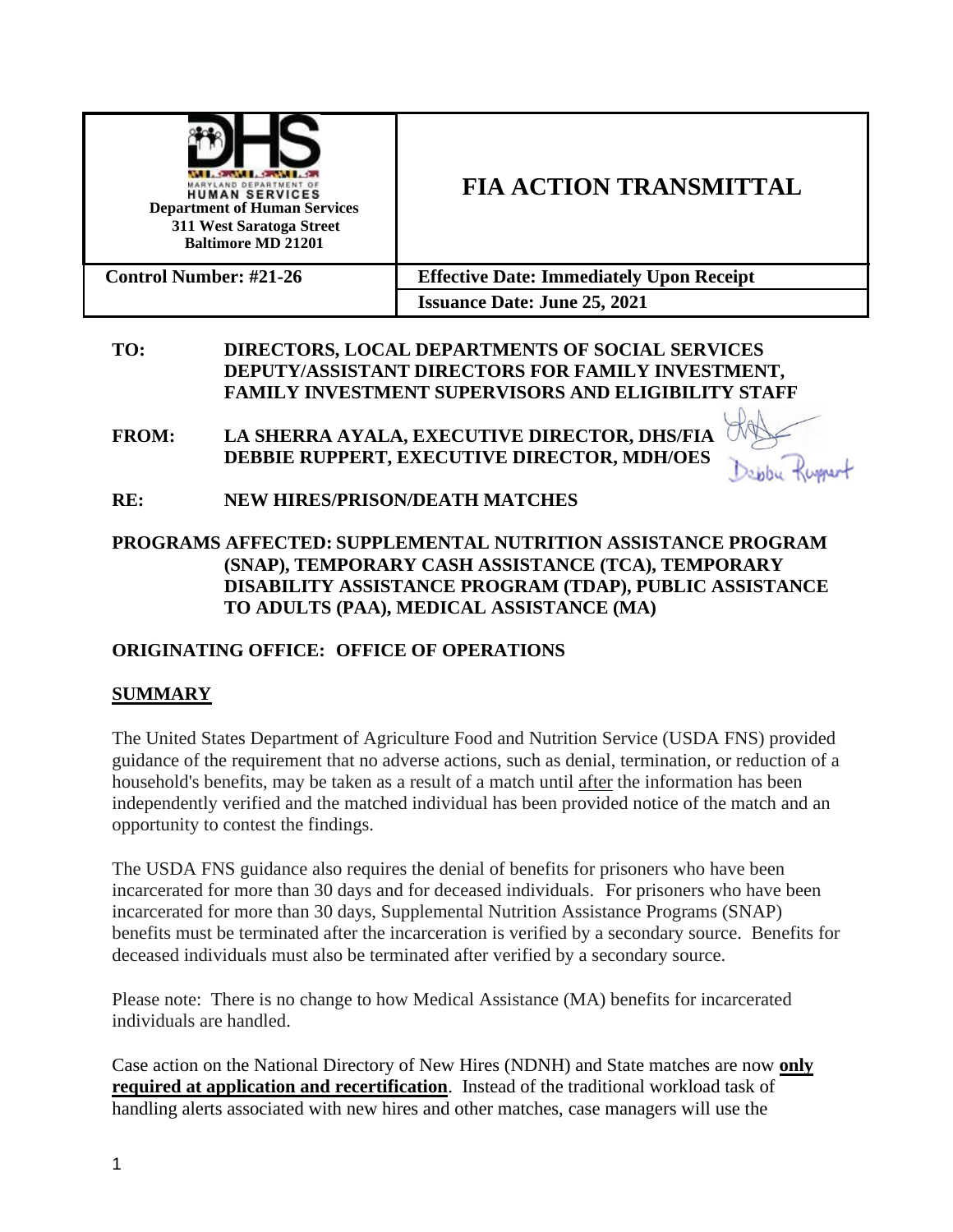| Department of Human Services<br>311 West Saratoga Street<br>Baltimore MD 21201 | **FIA ACTION TRANSMITTAL** |
|---|---|
| **Control Number: #21-26** | **Effective Date: Immediately Upon Receipt** |
| | **Issuance Date: June 25, 2021** |

**TO:** DIRECTORS, LOCAL DEPARTMENTS OF SOCIAL SERVICES
DEPUTY/ASSISTANT DIRECTORS FOR FAMILY INVESTMENT,
FAMILY INVESTMENT SUPERVISORS AND ELIGIBILITY STAFF

**FROM:** LA SHERRA AYALA, EXECUTIVE DIRECTOR, DHS/FIA
DEBBIE RUPPERT, EXECUTIVE DIRECTOR, MDH/OES

**RE:** NEW HIRES/PRISON/DEATH MATCHES

**PROGRAMS AFFECTED: SUPPLEMENTAL NUTRITION ASSISTANCE PROGRAM (SNAP), TEMPORARY CASH ASSISTANCE (TCA), TEMPORARY DISABILITY ASSISTANCE PROGRAM (TDAP), PUBLIC ASSISTANCE TO ADULTS (PAA), MEDICAL ASSISTANCE (MA)**

**ORIGINATING OFFICE: OFFICE OF OPERATIONS**

## SUMMARY

The United States Department of Agriculture Food and Nutrition Service (USDA FNS) provided guidance of the requirement that no adverse actions, such as denial, termination, or reduction of a household's benefits, may be taken as a result of a match until after the information has been independently verified and the matched individual has been provided notice of the match and an opportunity to contest the findings.

The USDA FNS guidance also requires the denial of benefits for prisoners who have been incarcerated for more than 30 days and for deceased individuals. For prisoners who have been incarcerated for more than 30 days, Supplemental Nutrition Assistance Programs (SNAP) benefits must be terminated after the incarceration is verified by a secondary source. Benefits for deceased individuals must also be terminated after verified by a secondary source.

Please note: There is no change to how Medical Assistance (MA) benefits for incarcerated individuals are handled.

Case action on the National Directory of New Hires (NDNH) and State matches are now **only required at application and recertification**. Instead of the traditional workload task of handling alerts associated with new hires and other matches, case managers will use the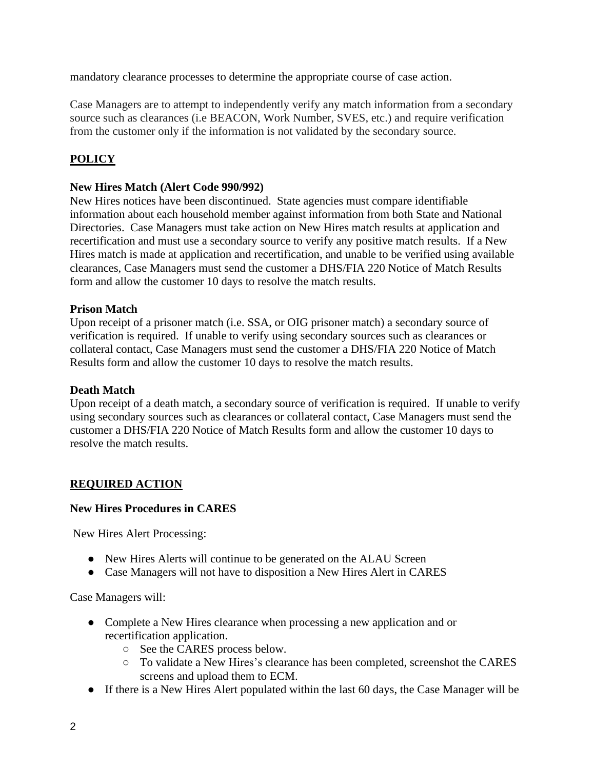mandatory clearance processes to determine the appropriate course of case action.

Case Managers are to attempt to independently verify any match information from a secondary source such as clearances (i.e BEACON, Work Number, SVES, etc.) and require verification from the customer only if the information is not validated by the secondary source.

## POLICY

**New Hires Match (Alert Code 990/992)**
New Hires notices have been discontinued. State agencies must compare identifiable information about each household member against information from both State and National Directories. Case Managers must take action on New Hires match results at application and recertification and must use a secondary source to verify any positive match results. If a New Hires match is made at application and recertification, and unable to be verified using available clearances, Case Managers must send the customer a DHS/FIA 220 Notice of Match Results form and allow the customer 10 days to resolve the match results.

**Prison Match**
Upon receipt of a prisoner match (i.e. SSA, or OIG prisoner match) a secondary source of verification is required. If unable to verify using secondary sources such as clearances or collateral contact, Case Managers must send the customer a DHS/FIA 220 Notice of Match Results form and allow the customer 10 days to resolve the match results.

**Death Match**
Upon receipt of a death match, a secondary source of verification is required. If unable to verify using secondary sources such as clearances or collateral contact, Case Managers must send the customer a DHS/FIA 220 Notice of Match Results form and allow the customer 10 days to resolve the match results.

## REQUIRED ACTION

**New Hires Procedures in CARES**

New Hires Alert Processing:

- New Hires Alerts will continue to be generated on the ALAU Screen
- Case Managers will not have to disposition a New Hires Alert in CARES

Case Managers will:

- Complete a New Hires clearance when processing a new application and or recertification application.
  - See the CARES process below.
  - To validate a New Hires's clearance has been completed, screenshot the CARES screens and upload them to ECM.
- If there is a New Hires Alert populated within the last 60 days, the Case Manager will be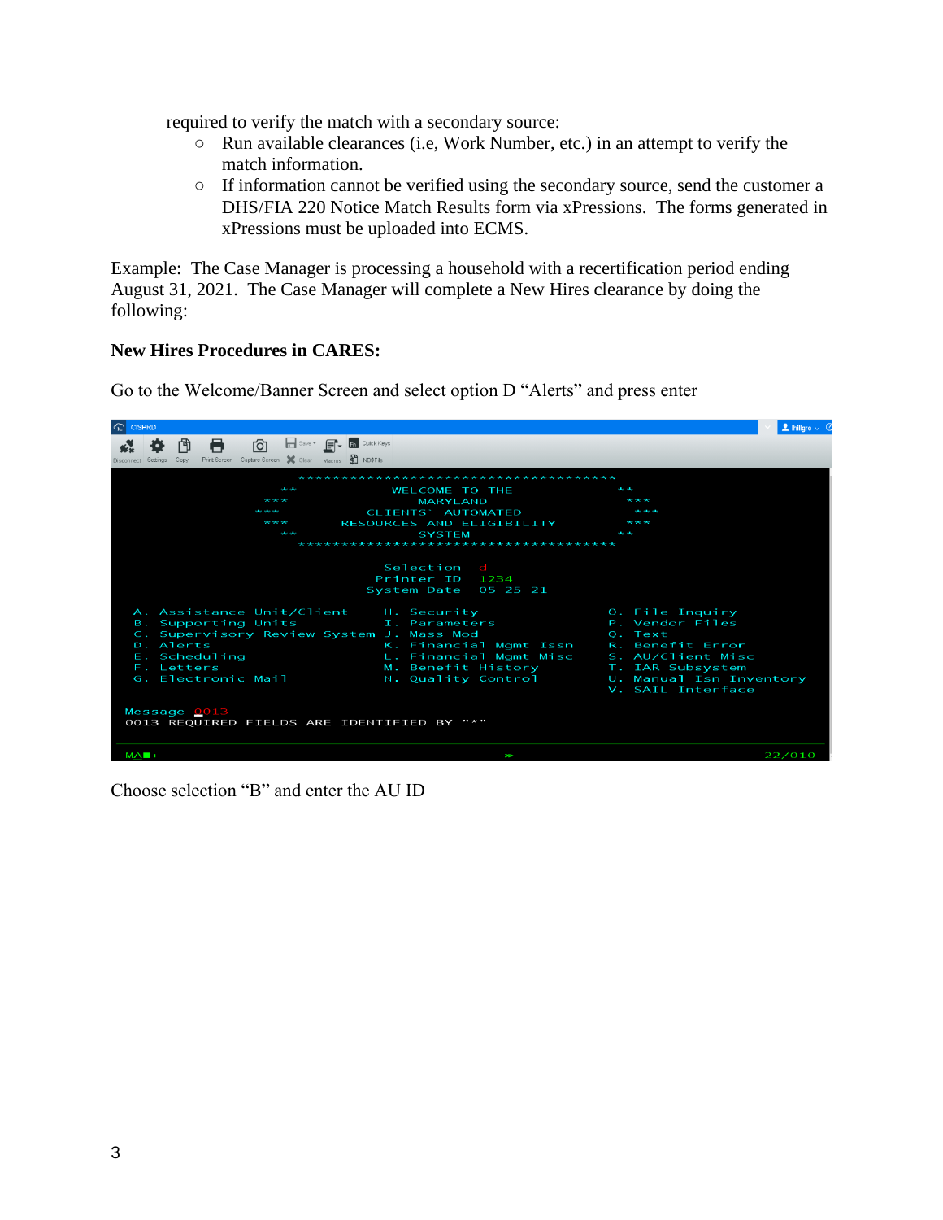required to verify the match with a secondary source:

- Run available clearances (i.e, Work Number, etc.) in an attempt to verify the match information.
- If information cannot be verified using the secondary source, send the customer a DHS/FIA 220 Notice Match Results form via xPressions. The forms generated in xPressions must be uploaded into ECMS.

Example: The Case Manager is processing a household with a recertification period ending August 31, 2021. The Case Manager will complete a New Hires clearance by doing the following:

**New Hires Procedures in CARES:**

Go to the Welcome/Banner Screen and select option D “Alerts” and press enter

Choose selection “B” and enter the AU ID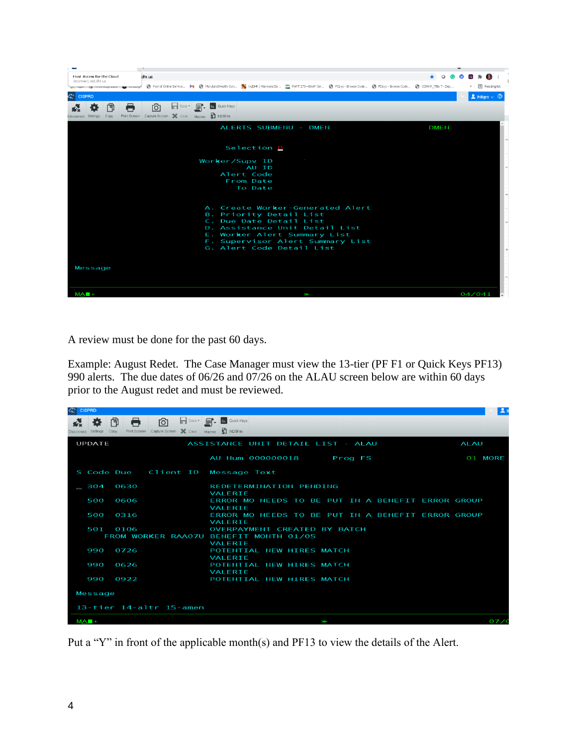```
ALERTS SUBMENU - DMEN                                    DMEN

                    Selection D

               Worker/Supv ID
                    AU ID
                Alert Code
                 From Date
                   To Date

             A. Create Worker-Generated Alert
             B. Priority Detail List
             C. Due Date Detail List
             D. Assistance Unit Detail List
             E. Worker Alert Summary List
             F. Supervisor Alert Summary List
             G. Alert Code Detail List

Message

MA                                                     04/041
```

A review must be done for the past 60 days.

Example: August Redet. The Case Manager must view the 13-tier (PF F1 or Quick Keys PF13) 990 alerts. The due dates of 06/26 and 07/26 on the ALAU screen below are within 60 days prior to the August redet and must be reviewed.

```
UPDATE          ASSISTANCE UNIT DETAIL LIST - ALAU                 ALAU

                      AU Num 000000018        Prog FS              01 MORE

S Code Due      Client ID     Message Text

_ 304  0630                   REDETERMINATION PENDING
                              VALERIE
  500  0606                   ERROR MO NEEDS TO BE PUT IN A BENEFIT ERROR GROUP
                              VALERIE
  500  0316                   ERROR MO NEEDS TO BE PUT IN A BENEFIT ERROR GROUP
                              VALERIE
  501  0106                   OVERPAYMENT CREATED BY BATCH
     FROM WORKER RAA07U       BENEFIT MONTH 01/05
                              VALERIE
  990  0726                   POTENTIAL NEW HIRES MATCH
                              VALERIE
  990  0626                   POTENTIAL NEW HIRES MATCH
                              VALERIE
  990  0922                   POTENTIAL NEW HIRES MATCH

Message

13-tier  14-altr  15-amen

MA                                                                 07/0
```

Put a "Y" in front of the applicable month(s) and PF13 to view the details of the Alert.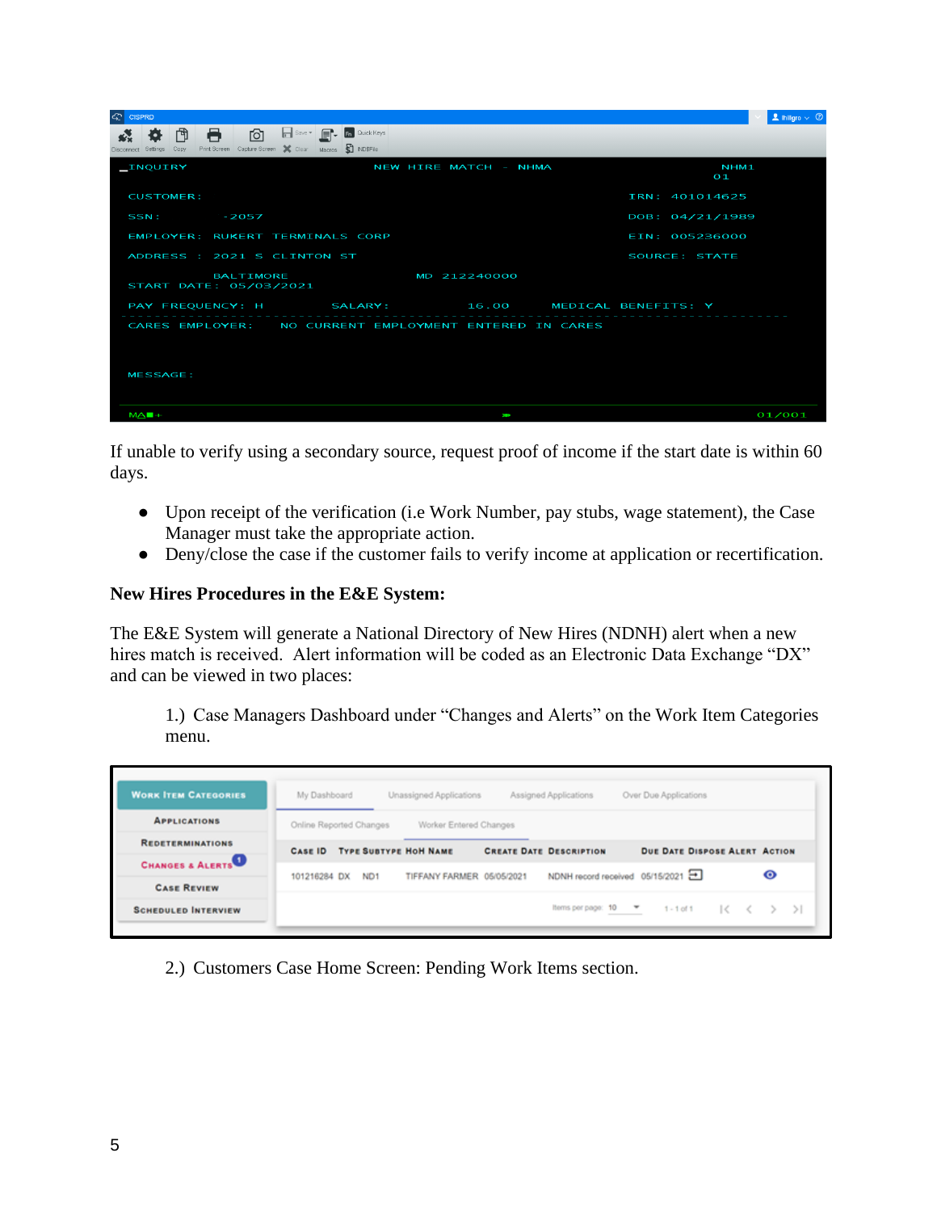```
_INQUIRY                          NEW HIRE MATCH - NHMA                         NHM1
                                                                                  01

 CUSTOMER:                                                          IRN: 401014625

 SSN:         -2057                                                 DOB: 04/21/1989

 EMPLOYER: RUKERT TERMINALS CORP                                    EIN: 005236000

 ADDRESS : 2021 S CLINTON ST                                        SOURCE: STATE

           BALTIMORE                      MD 212240000
 START DATE: 05/03/2021

 PAY FREQUENCY: H           SALARY:          16.00      MEDICAL BENEFITS: Y

 CARES EMPLOYER:    NO CURRENT EMPLOYMENT ENTERED IN CARES


 MESSAGE:

 MA                                                                           01/001
```

If unable to verify using a secondary source, request proof of income if the start date is within 60 days.

- Upon receipt of the verification (i.e Work Number, pay stubs, wage statement), the Case Manager must take the appropriate action.
- Deny/close the case if the customer fails to verify income at application or recertification.

**New Hires Procedures in the E&E System:**

The E&E System will generate a National Directory of New Hires (NDNH) alert when a new hires match is received. Alert information will be coded as an Electronic Data Exchange "DX" and can be viewed in two places:

1.) Case Managers Dashboard under "Changes and Alerts" on the Work Item Categories menu.

| Case ID | Type | Subtype | HoH Name | Create Date | Description | Due Date | Dispose Alert | Action |
|---|---|---|---|---|---|---|---|---|
| 101216284 | DX | ND1 | TIFFANY FARMER | 05/05/2021 | NDNH record received | 05/15/2021 | | |

2.) Customers Case Home Screen: Pending Work Items section.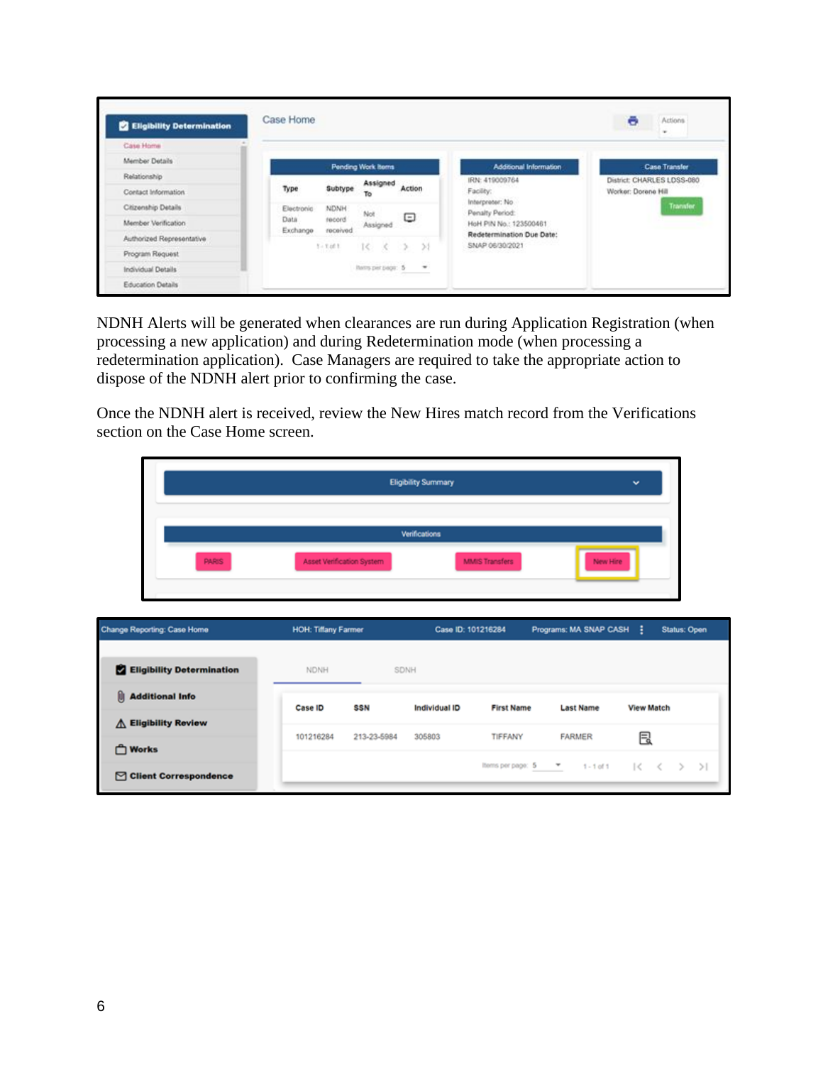NDNH Alerts will be generated when clearances are run during Application Registration (when processing a new application) and during Redetermination mode (when processing a redetermination application). Case Managers are required to take the appropriate action to dispose of the NDNH alert prior to confirming the case.

Once the NDNH alert is received, review the New Hires match record from the Verifications section on the Case Home screen.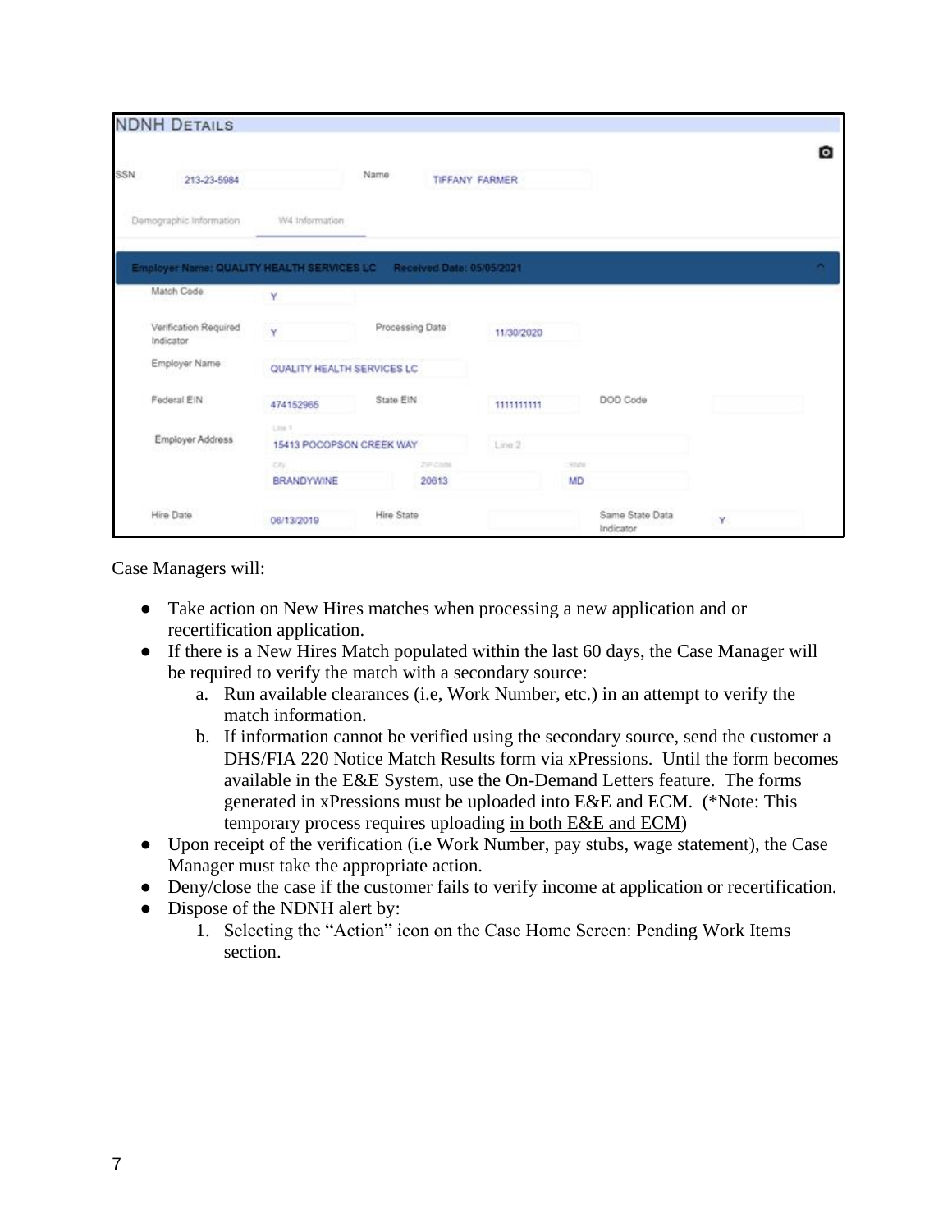NDNH DETAILS

| | | | | | |
|---|---|---|---|---|---|
| SSN | 213-23-5984 | Name | TIFFANY FARMER | | |

Demographic Information | W4 Information

**Employer Name: QUALITY HEALTH SERVICES LC    Received Date: 05/05/2021**

| | | | | | |
|---|---|---|---|---|---|
| Match Code | Y | | | | |
| Verification Required Indicator | Y | Processing Date | 11/30/2020 | | |
| Employer Name | QUALITY HEALTH SERVICES LC | | | | |
| Federal EIN | 474152965 | State EIN | 1111111111 | DOD Code | |
| Employer Address | Line 1: 15413 POCOPSON CREEK WAY | | Line 2 | | |
| | City: BRANDYWINE | ZIP Code: 20613 | State: MD | | |
| Hire Date | 06/13/2019 | Hire State | | Same State Data Indicator | Y |

Case Managers will:

- Take action on New Hires matches when processing a new application and or recertification application.
- If there is a New Hires Match populated within the last 60 days, the Case Manager will be required to verify the match with a secondary source:
  a. Run available clearances (i.e, Work Number, etc.) in an attempt to verify the match information.
  b. If information cannot be verified using the secondary source, send the customer a DHS/FIA 220 Notice Match Results form via xPressions. Until the form becomes available in the E&E System, use the On-Demand Letters feature. The forms generated in xPressions must be uploaded into E&E and ECM. (*Note: This temporary process requires uploading <u>in both E&E and ECM</u>)
- Upon receipt of the verification (i.e Work Number, pay stubs, wage statement), the Case Manager must take the appropriate action.
- Deny/close the case if the customer fails to verify income at application or recertification.
- Dispose of the NDNH alert by:
  1. Selecting the "Action" icon on the Case Home Screen: Pending Work Items section.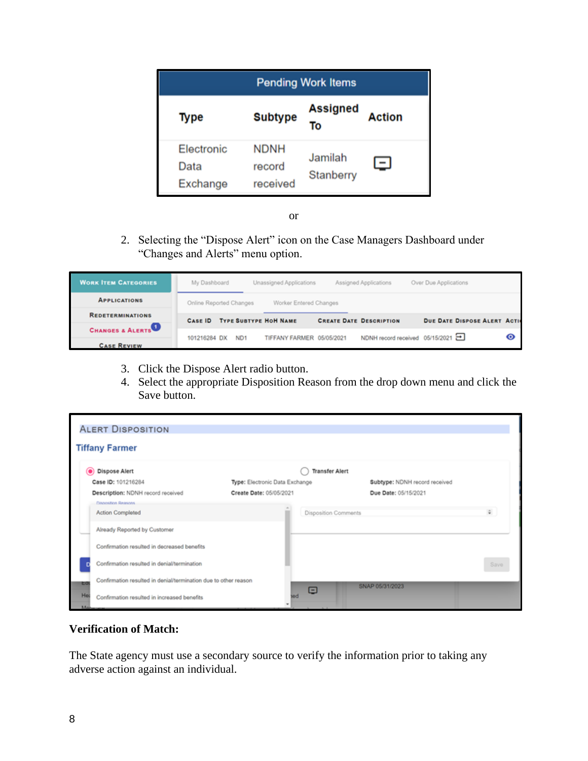| Pending Work Items | | | |
|---|---|---|---|
| **Type** | **Subtype** | **Assigned To** | **Action** |
| Electronic Data Exchange | NDNH record received | Jamilah Stanberry | |

or

2. Selecting the “Dispose Alert” icon on the Case Managers Dashboard under “Changes and Alerts” menu option.

| CASE ID | TYPE | SUBTYPE | HOH NAME | CREATE DATE | DESCRIPTION | DUE DATE | DISPOSE ALERT | ACTI |
|---|---|---|---|---|---|---|---|---|
| 101216284 | DX | ND1 | TIFFANY FARMER | 05/05/2021 | NDNH record received | 05/15/2021 | | |

3. Click the Dispose Alert radio button.
4. Select the appropriate Disposition Reason from the drop down menu and click the Save button.

**Verification of Match:**

The State agency must use a secondary source to verify the information prior to taking any adverse action against an individual.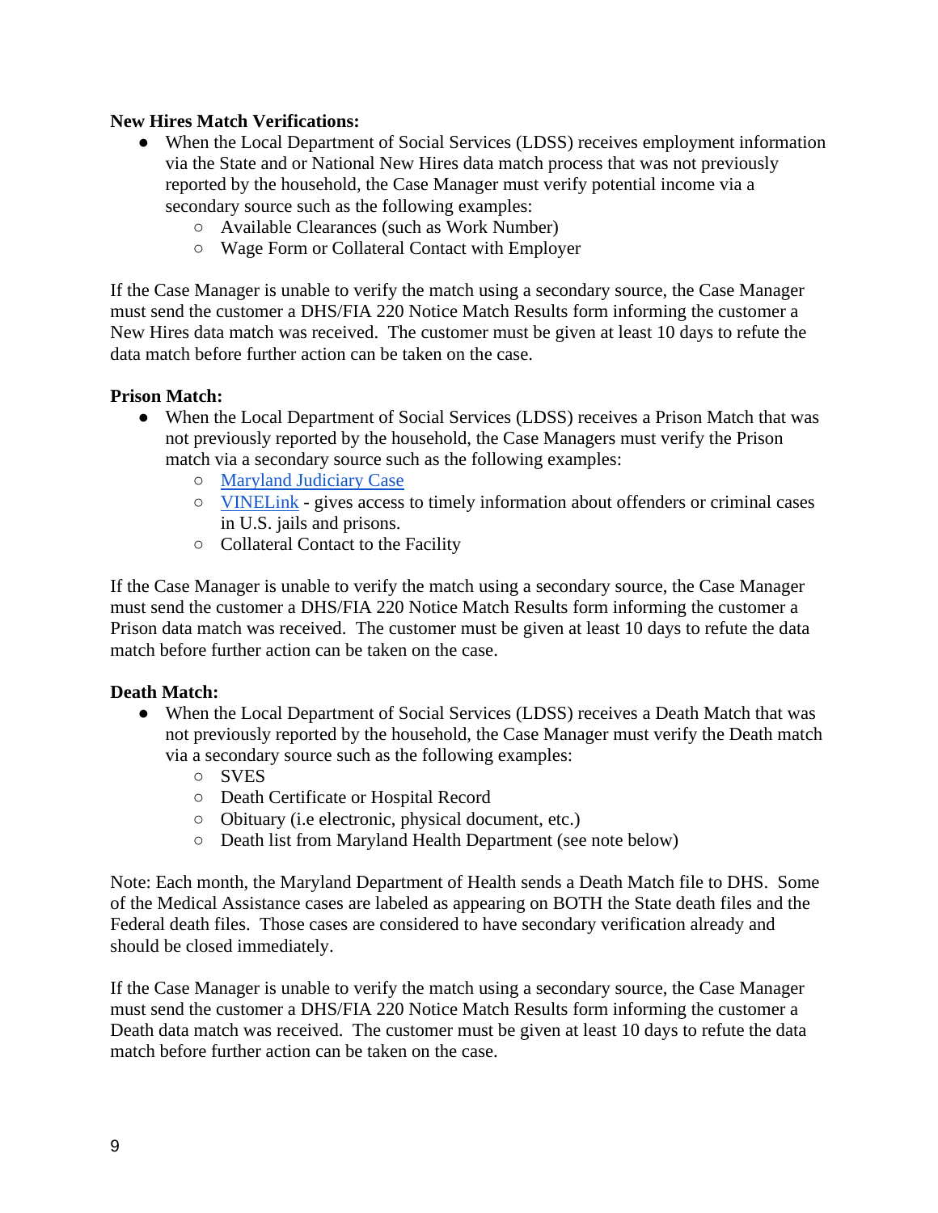**New Hires Match Verifications:**

- When the Local Department of Social Services (LDSS) receives employment information via the State and or National New Hires data match process that was not previously reported by the household, the Case Manager must verify potential income via a secondary source such as the following examples:
    - Available Clearances (such as Work Number)
    - Wage Form or Collateral Contact with Employer

If the Case Manager is unable to verify the match using a secondary source, the Case Manager must send the customer a DHS/FIA 220 Notice Match Results form informing the customer a New Hires data match was received. The customer must be given at least 10 days to refute the data match before further action can be taken on the case.

**Prison Match:**

- When the Local Department of Social Services (LDSS) receives a Prison Match that was not previously reported by the household, the Case Managers must verify the Prison match via a secondary source such as the following examples:
    - Maryland Judiciary Case
    - VINELink - gives access to timely information about offenders or criminal cases in U.S. jails and prisons.
    - Collateral Contact to the Facility

If the Case Manager is unable to verify the match using a secondary source, the Case Manager must send the customer a DHS/FIA 220 Notice Match Results form informing the customer a Prison data match was received. The customer must be given at least 10 days to refute the data match before further action can be taken on the case.

**Death Match:**

- When the Local Department of Social Services (LDSS) receives a Death Match that was not previously reported by the household, the Case Manager must verify the Death match via a secondary source such as the following examples:
    - SVES
    - Death Certificate or Hospital Record
    - Obituary (i.e electronic, physical document, etc.)
    - Death list from Maryland Health Department (see note below)

Note: Each month, the Maryland Department of Health sends a Death Match file to DHS. Some of the Medical Assistance cases are labeled as appearing on BOTH the State death files and the Federal death files. Those cases are considered to have secondary verification already and should be closed immediately.

If the Case Manager is unable to verify the match using a secondary source, the Case Manager must send the customer a DHS/FIA 220 Notice Match Results form informing the customer a Death data match was received. The customer must be given at least 10 days to refute the data match before further action can be taken on the case.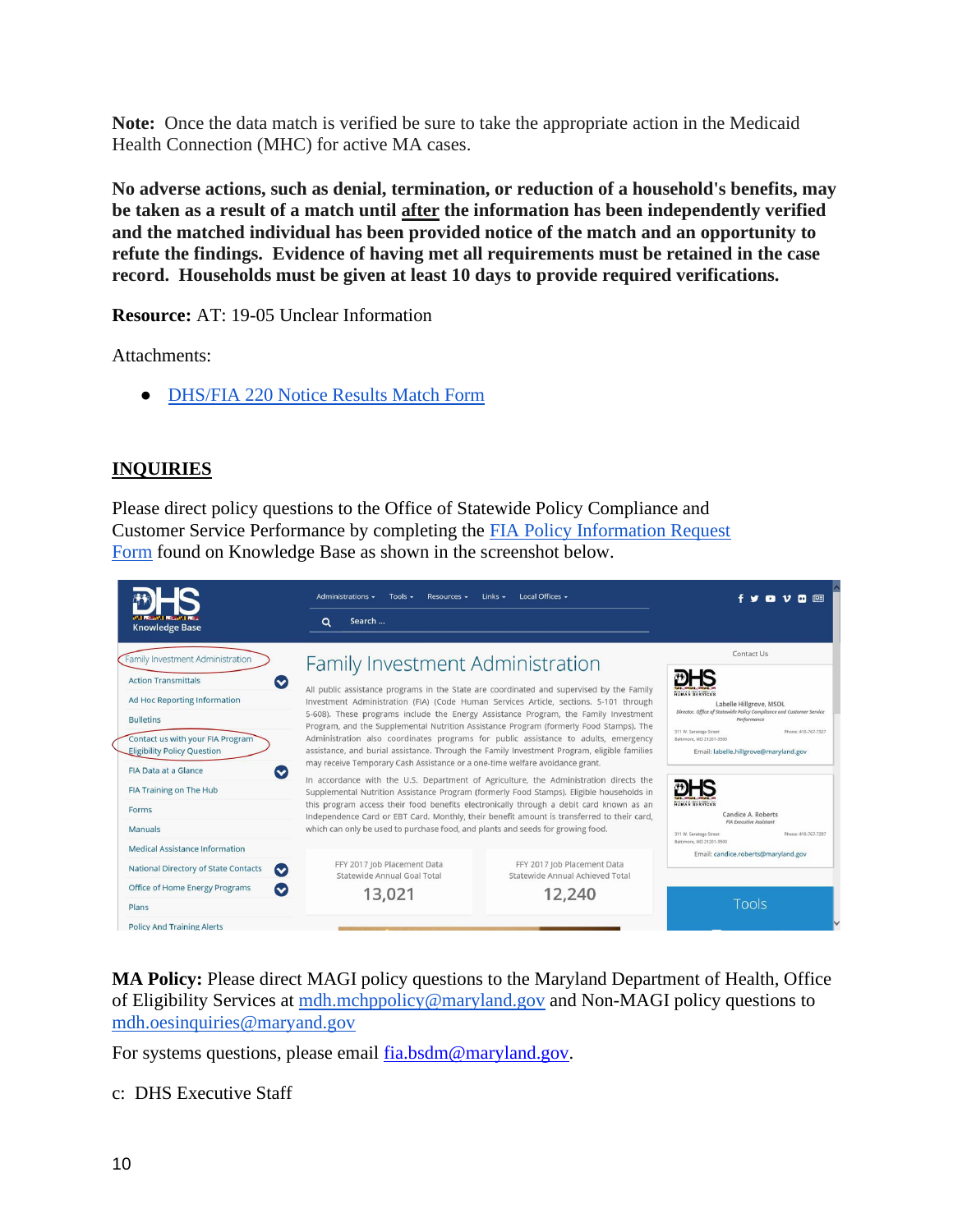**Note:** Once the data match is verified be sure to take the appropriate action in the Medicaid Health Connection (MHC) for active MA cases.

**No adverse actions, such as denial, termination, or reduction of a household's benefits, may be taken as a result of a match until after the information has been independently verified and the matched individual has been provided notice of the match and an opportunity to refute the findings. Evidence of having met all requirements must be retained in the case record. Households must be given at least 10 days to provide required verifications.**

**Resource:** AT: 19-05 Unclear Information

Attachments:

- DHS/FIA 220 Notice Results Match Form

## INQUIRIES

Please direct policy questions to the Office of Statewide Policy Compliance and Customer Service Performance by completing the FIA Policy Information Request Form found on Knowledge Base as shown in the screenshot below.

**MA Policy:** Please direct MAGI policy questions to the Maryland Department of Health, Office of Eligibility Services at mdh.mchppolicy@maryland.gov and Non-MAGI policy questions to mdh.oesinquiries@maryand.gov

For systems questions, please email fia.bsdm@maryland.gov.

c: DHS Executive Staff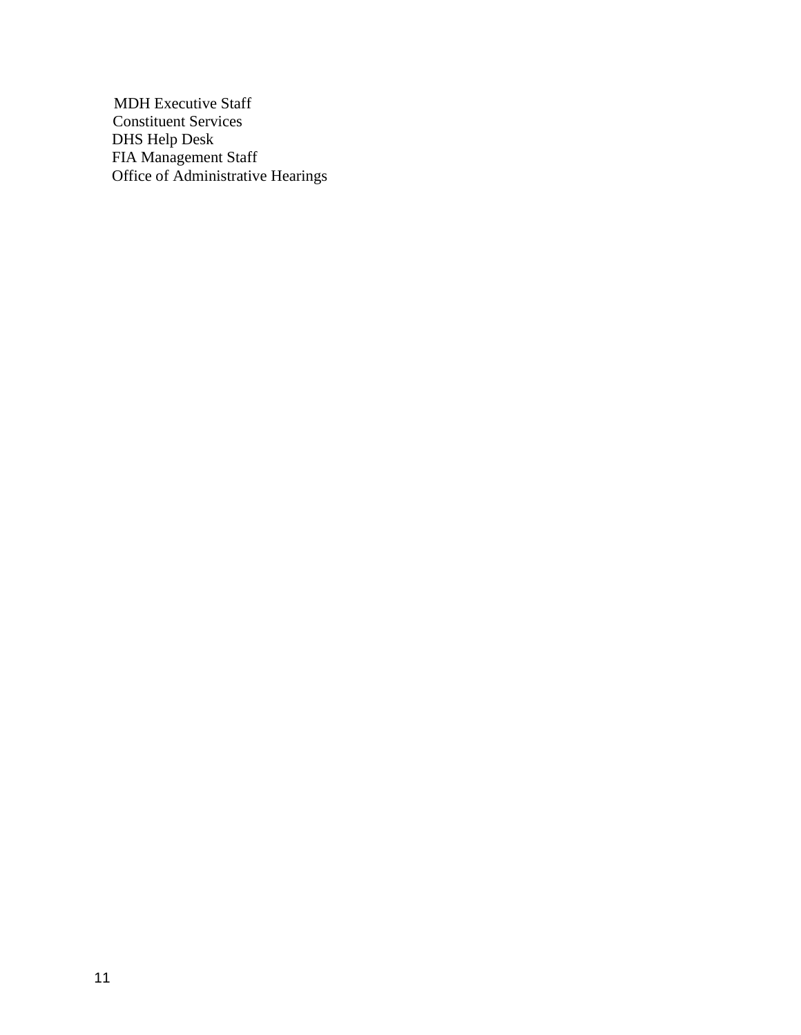MDH Executive Staff
Constituent Services
DHS Help Desk
FIA Management Staff
Office of Administrative Hearings